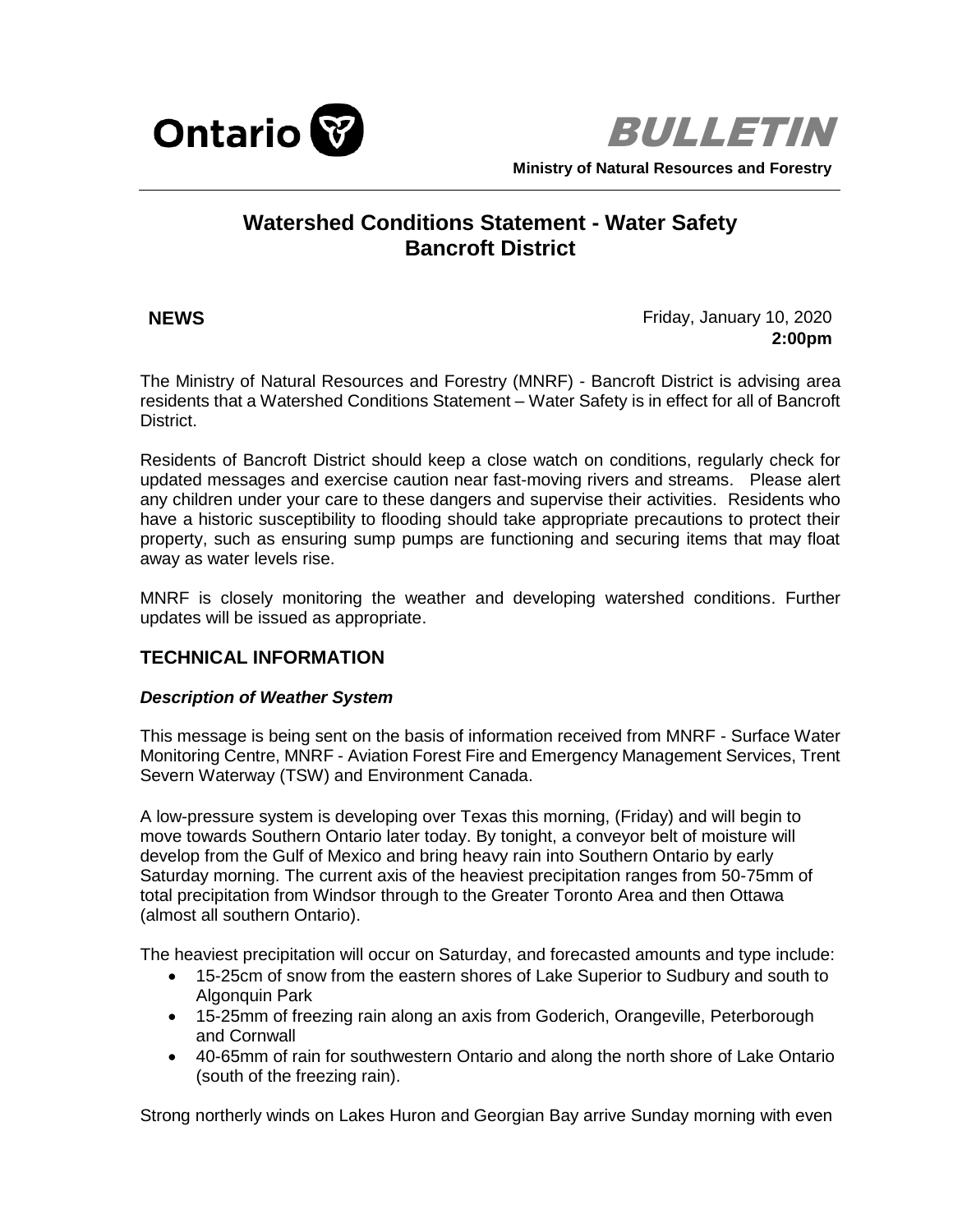Ontario

**BULLETIN**

**Ministry of Natural Resources and Forestry**

# Watershed Conditions Statement - Water Safety
# Bancroft District

**NEWS**

Friday, January 10, 2020
**2:00pm**

The Ministry of Natural Resources and Forestry (MNRF) - Bancroft District is advising area residents that a Watershed Conditions Statement – Water Safety is in effect for all of Bancroft District.

Residents of Bancroft District should keep a close watch on conditions, regularly check for updated messages and exercise caution near fast-moving rivers and streams. Please alert any children under your care to these dangers and supervise their activities. Residents who have a historic susceptibility to flooding should take appropriate precautions to protect their property, such as ensuring sump pumps are functioning and securing items that may float away as water levels rise.

MNRF is closely monitoring the weather and developing watershed conditions. Further updates will be issued as appropriate.

## TECHNICAL INFORMATION

### *Description of Weather System*

This message is being sent on the basis of information received from MNRF - Surface Water Monitoring Centre, MNRF - Aviation Forest Fire and Emergency Management Services, Trent Severn Waterway (TSW) and Environment Canada.

A low-pressure system is developing over Texas this morning, (Friday) and will begin to move towards Southern Ontario later today. By tonight, a conveyor belt of moisture will develop from the Gulf of Mexico and bring heavy rain into Southern Ontario by early Saturday morning. The current axis of the heaviest precipitation ranges from 50-75mm of total precipitation from Windsor through to the Greater Toronto Area and then Ottawa (almost all southern Ontario).

The heaviest precipitation will occur on Saturday, and forecasted amounts and type include:

- 15-25cm of snow from the eastern shores of Lake Superior to Sudbury and south to Algonquin Park
- 15-25mm of freezing rain along an axis from Goderich, Orangeville, Peterborough and Cornwall
- 40-65mm of rain for southwestern Ontario and along the north shore of Lake Ontario (south of the freezing rain).

Strong northerly winds on Lakes Huron and Georgian Bay arrive Sunday morning with even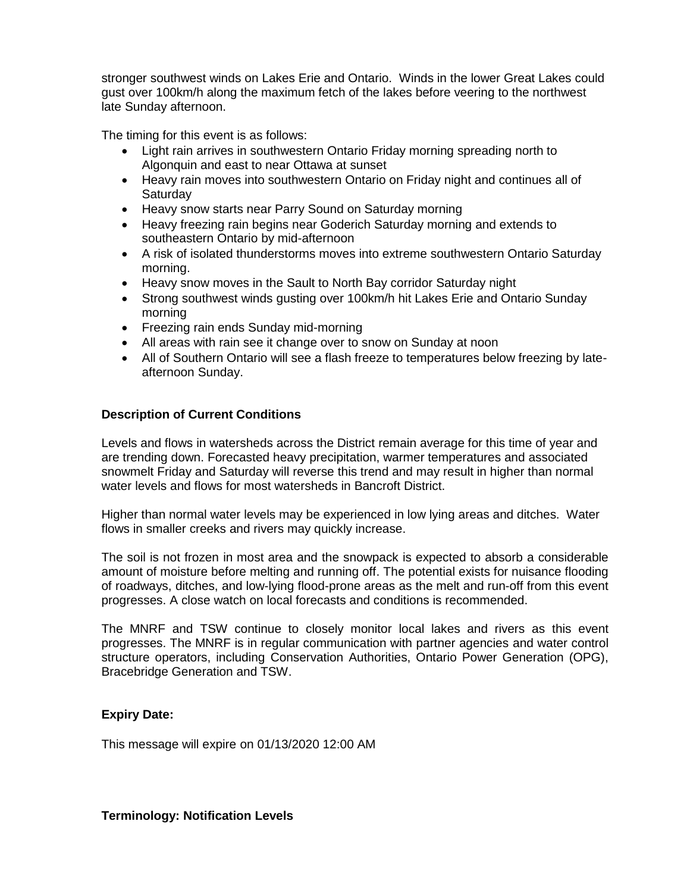stronger southwest winds on Lakes Erie and Ontario. Winds in the lower Great Lakes could gust over 100km/h along the maximum fetch of the lakes before veering to the northwest late Sunday afternoon.

The timing for this event is as follows:

- Light rain arrives in southwestern Ontario Friday morning spreading north to Algonquin and east to near Ottawa at sunset
- Heavy rain moves into southwestern Ontario on Friday night and continues all of Saturday
- Heavy snow starts near Parry Sound on Saturday morning
- Heavy freezing rain begins near Goderich Saturday morning and extends to southeastern Ontario by mid-afternoon
- A risk of isolated thunderstorms moves into extreme southwestern Ontario Saturday morning.
- Heavy snow moves in the Sault to North Bay corridor Saturday night
- Strong southwest winds gusting over 100km/h hit Lakes Erie and Ontario Sunday morning
- Freezing rain ends Sunday mid-morning
- All areas with rain see it change over to snow on Sunday at noon
- All of Southern Ontario will see a flash freeze to temperatures below freezing by late-afternoon Sunday.

**Description of Current Conditions**

Levels and flows in watersheds across the District remain average for this time of year and are trending down. Forecasted heavy precipitation, warmer temperatures and associated snowmelt Friday and Saturday will reverse this trend and may result in higher than normal water levels and flows for most watersheds in Bancroft District.

Higher than normal water levels may be experienced in low lying areas and ditches. Water flows in smaller creeks and rivers may quickly increase.

The soil is not frozen in most area and the snowpack is expected to absorb a considerable amount of moisture before melting and running off. The potential exists for nuisance flooding of roadways, ditches, and low-lying flood-prone areas as the melt and run-off from this event progresses. A close watch on local forecasts and conditions is recommended.

The MNRF and TSW continue to closely monitor local lakes and rivers as this event progresses. The MNRF is in regular communication with partner agencies and water control structure operators, including Conservation Authorities, Ontario Power Generation (OPG), Bracebridge Generation and TSW.

**Expiry Date:**

This message will expire on 01/13/2020 12:00 AM

**Terminology: Notification Levels**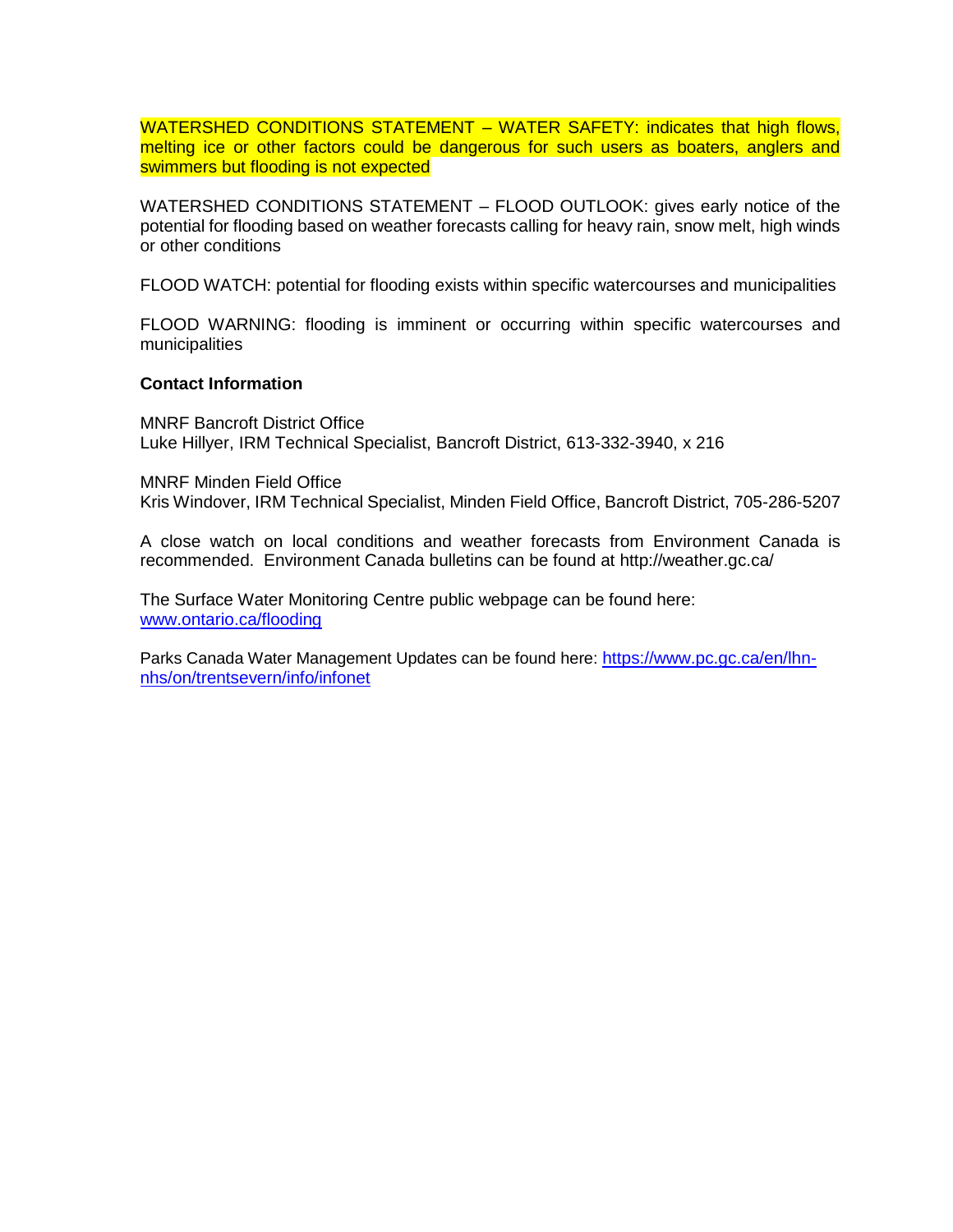WATERSHED CONDITIONS STATEMENT – WATER SAFETY: indicates that high flows, melting ice or other factors could be dangerous for such users as boaters, anglers and swimmers but flooding is not expected

WATERSHED CONDITIONS STATEMENT – FLOOD OUTLOOK: gives early notice of the potential for flooding based on weather forecasts calling for heavy rain, snow melt, high winds or other conditions

FLOOD WATCH: potential for flooding exists within specific watercourses and municipalities

FLOOD WARNING: flooding is imminent or occurring within specific watercourses and municipalities

**Contact Information**

MNRF Bancroft District Office
Luke Hillyer, IRM Technical Specialist, Bancroft District, 613-332-3940, x 216

MNRF Minden Field Office
Kris Windover, IRM Technical Specialist, Minden Field Office, Bancroft District, 705-286-5207

A close watch on local conditions and weather forecasts from Environment Canada is recommended. Environment Canada bulletins can be found at http://weather.gc.ca/

The Surface Water Monitoring Centre public webpage can be found here:
[www.ontario.ca/flooding](www.ontario.ca/flooding)

Parks Canada Water Management Updates can be found here: [https://www.pc.gc.ca/en/lhn-nhs/on/trentsevern/info/infonet](https://www.pc.gc.ca/en/lhn-nhs/on/trentsevern/info/infonet)